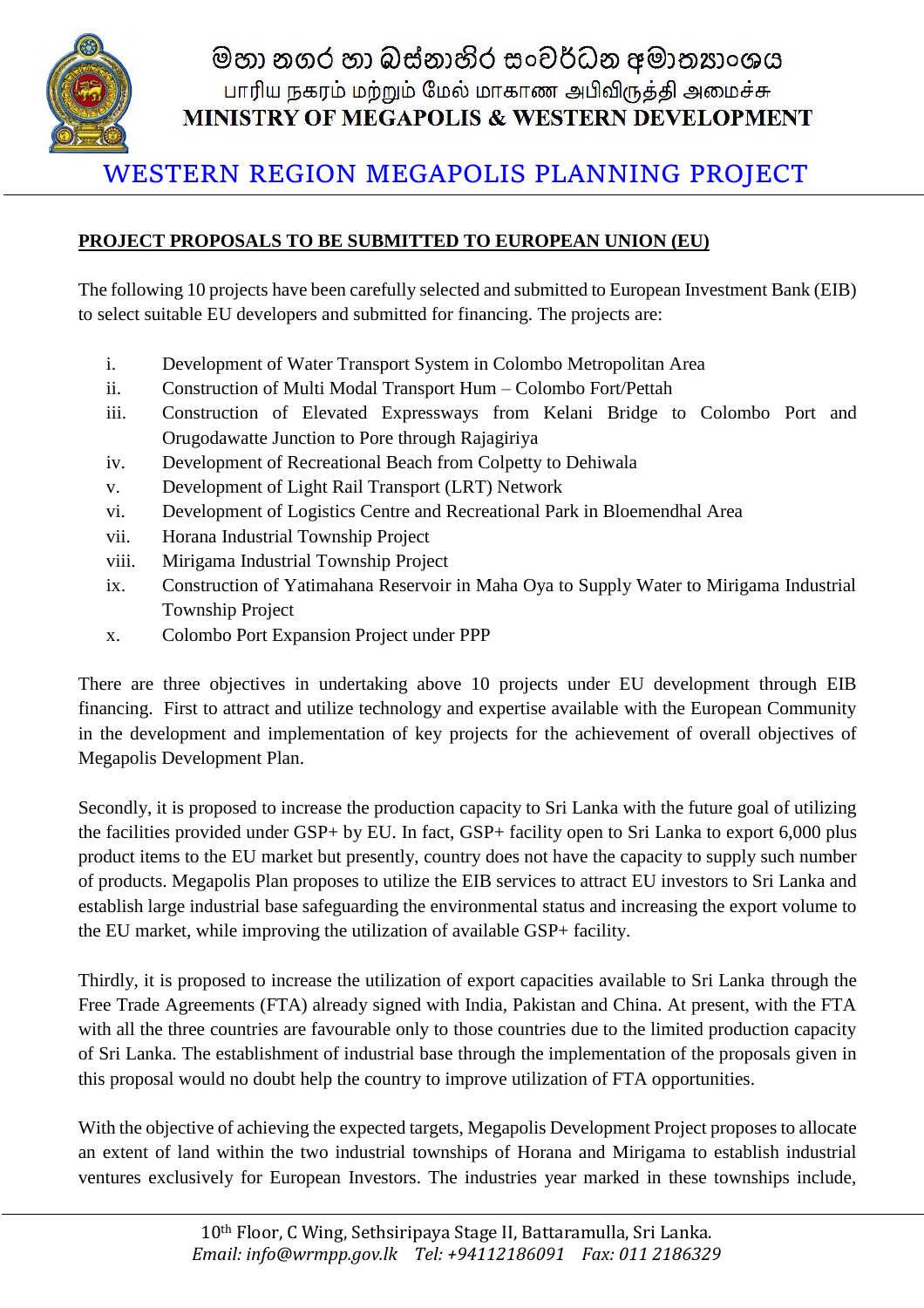# මහා නගර හා බස්නාහිර සංවර්ධන අමාත්‍යාංශය
## பாரிய நகரம் மற்றும் மேல் மாகாண அபிவிருத்தி அமைச்சு
## MINISTRY OF MEGAPOLIS & WESTERN DEVELOPMENT

# WESTERN REGION MEGAPOLIS PLANNING PROJECT

**PROJECT PROPOSALS TO BE SUBMITTED TO EUROPEAN UNION (EU)**

The following 10 projects have been carefully selected and submitted to European Investment Bank (EIB) to select suitable EU developers and submitted for financing. The projects are:

i. Development of Water Transport System in Colombo Metropolitan Area
ii. Construction of Multi Modal Transport Hum – Colombo Fort/Pettah
iii. Construction of Elevated Expressways from Kelani Bridge to Colombo Port and Orugodawatte Junction to Pore through Rajagiriya
iv. Development of Recreational Beach from Colpetty to Dehiwala
v. Development of Light Rail Transport (LRT) Network
vi. Development of Logistics Centre and Recreational Park in Bloemendhal Area
vii. Horana Industrial Township Project
viii. Mirigama Industrial Township Project
ix. Construction of Yatimahana Reservoir in Maha Oya to Supply Water to Mirigama Industrial Township Project
x. Colombo Port Expansion Project under PPP

There are three objectives in undertaking above 10 projects under EU development through EIB financing. First to attract and utilize technology and expertise available with the European Community in the development and implementation of key projects for the achievement of overall objectives of Megapolis Development Plan.

Secondly, it is proposed to increase the production capacity to Sri Lanka with the future goal of utilizing the facilities provided under GSP+ by EU. In fact, GSP+ facility open to Sri Lanka to export 6,000 plus product items to the EU market but presently, country does not have the capacity to supply such number of products. Megapolis Plan proposes to utilize the EIB services to attract EU investors to Sri Lanka and establish large industrial base safeguarding the environmental status and increasing the export volume to the EU market, while improving the utilization of available GSP+ facility.

Thirdly, it is proposed to increase the utilization of export capacities available to Sri Lanka through the Free Trade Agreements (FTA) already signed with India, Pakistan and China. At present, with the FTA with all the three countries are favourable only to those countries due to the limited production capacity of Sri Lanka. The establishment of industrial base through the implementation of the proposals given in this proposal would no doubt help the country to improve utilization of FTA opportunities.

With the objective of achieving the expected targets, Megapolis Development Project proposes to allocate an extent of land within the two industrial townships of Horana and Mirigama to establish industrial ventures exclusively for European Investors. The industries year marked in these townships include,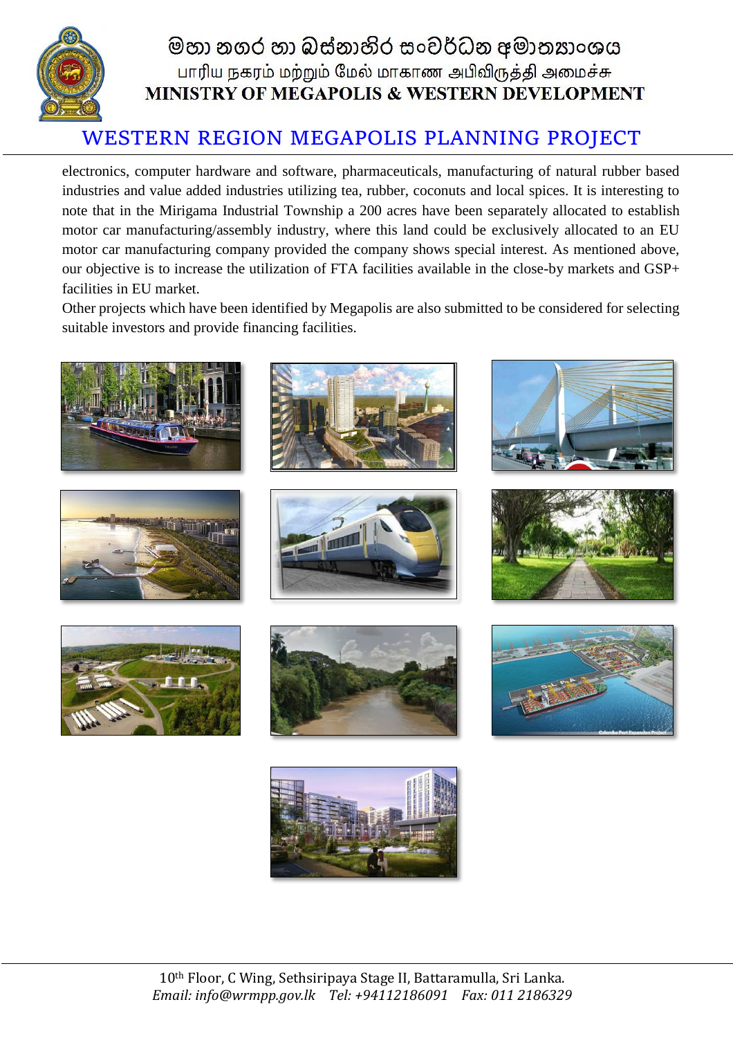electronics, computer hardware and software, pharmaceuticals, manufacturing of natural rubber based industries and value added industries utilizing tea, rubber, coconuts and local spices. It is interesting to note that in the Mirigama Industrial Township a 200 acres have been separately allocated to establish motor car manufacturing/assembly industry, where this land could be exclusively allocated to an EU motor car manufacturing company provided the company shows special interest. As mentioned above, our objective is to increase the utilization of FTA facilities available in the close-by markets and GSP+ facilities in EU market.

Other projects which have been identified by Megapolis are also submitted to be considered for selecting suitable investors and provide financing facilities.